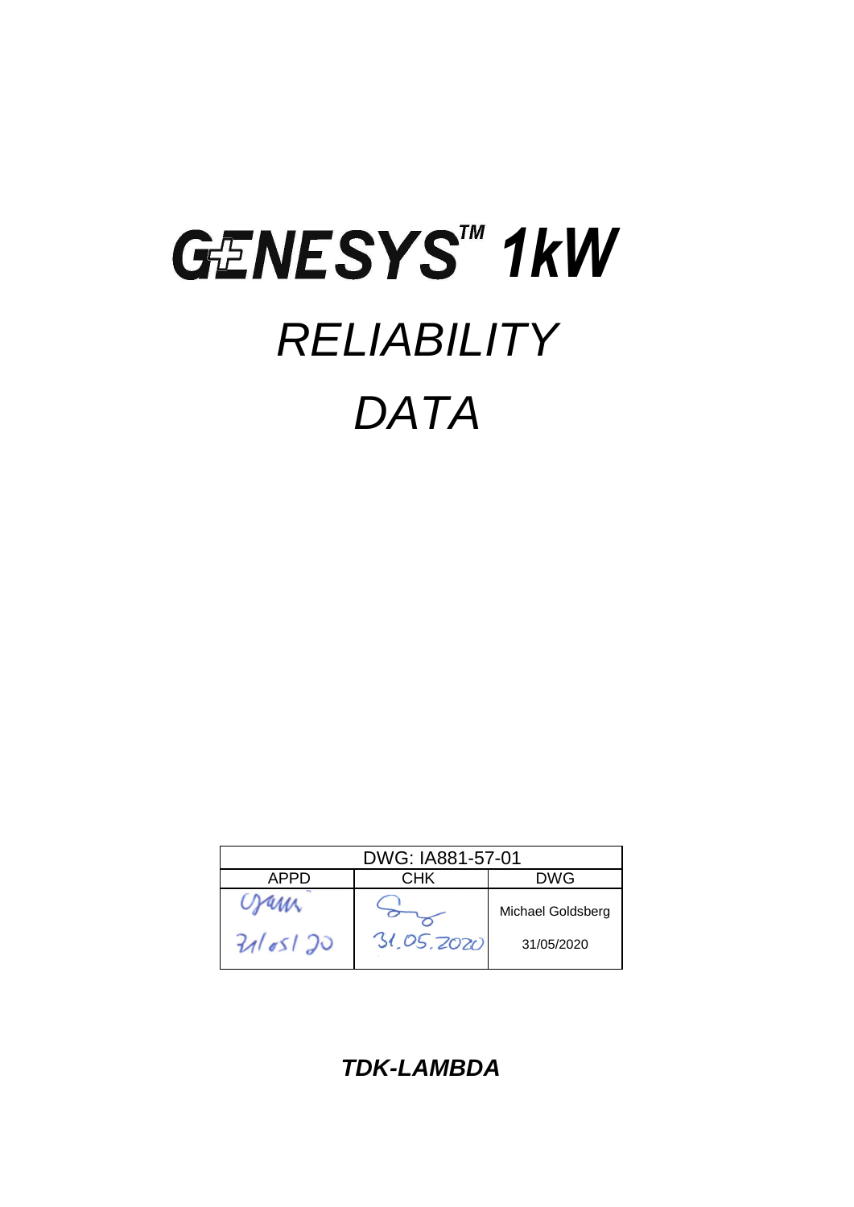# GENESYS™ 1kW

# *RELIABILITY*

# *DATA*

| DWG: IA881-57-01 | | |
|---|---|---|
| APPD | CHK | DWG |
| 31/05/20 | 31.05.2020 | Michael Goldsberg<br>31/05/2020 |

***TDK-LAMBDA***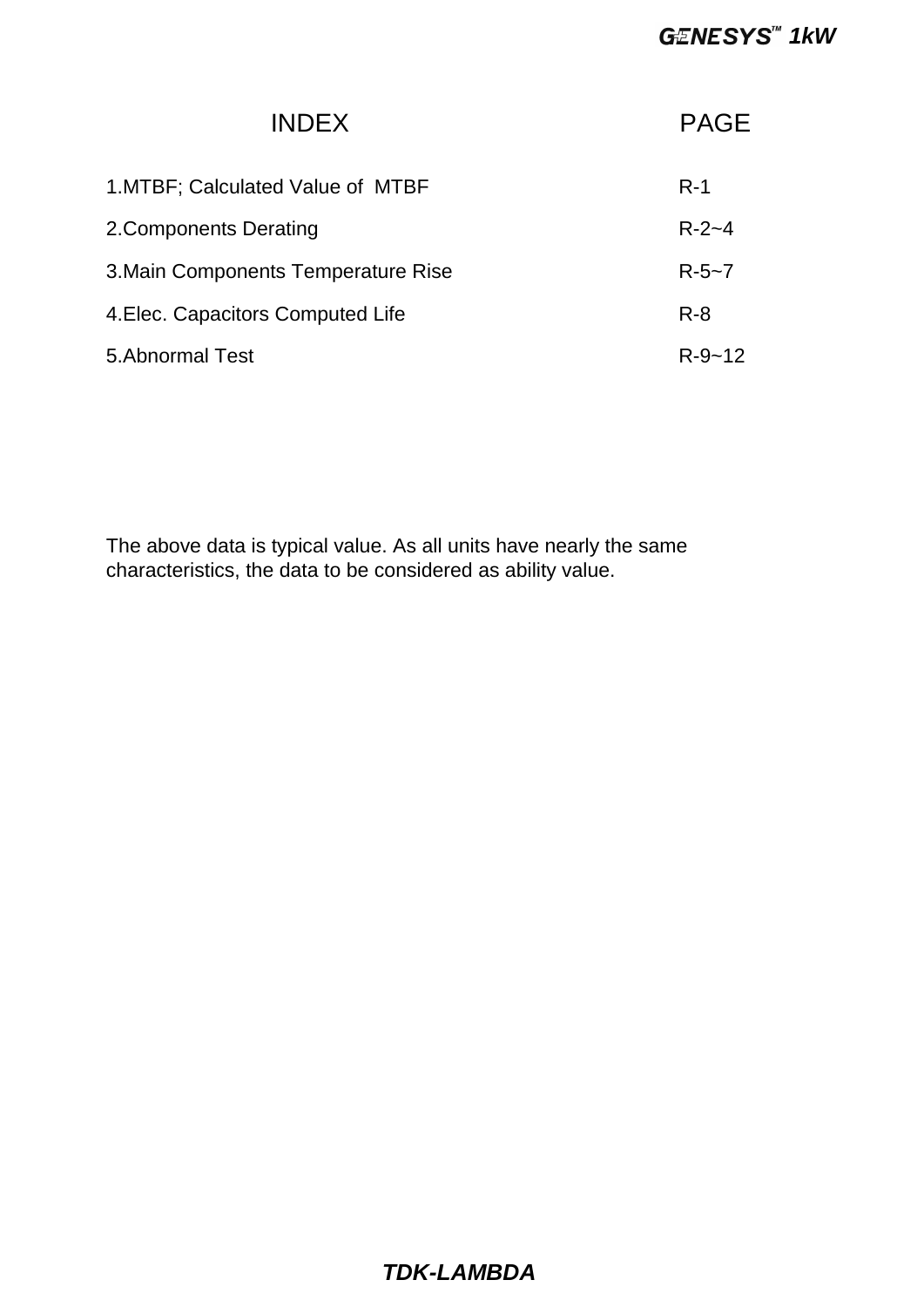| INDEX | PAGE |
|---|---|
| 1.MTBF; Calculated Value of MTBF | R-1 |
| 2.Components Derating | R-2~4 |
| 3.Main Components Temperature Rise | R-5~7 |
| 4.Elec. Capacitors Computed Life | R-8 |
| 5.Abnormal Test | R-9~12 |

The above data is typical value. As all units have nearly the same characteristics, the data to be considered as ability value.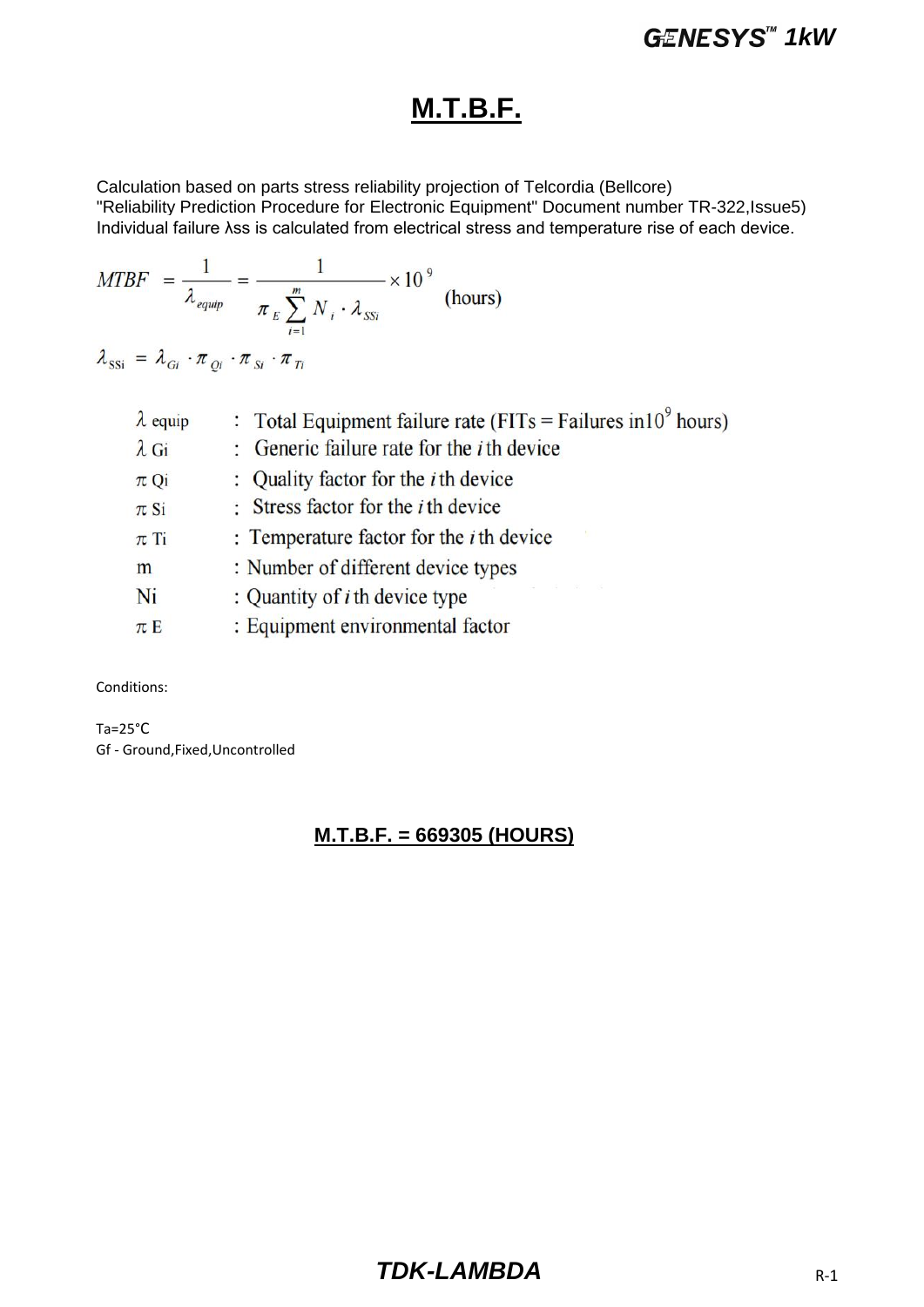# M.T.B.F.

Calculation based on parts stress reliability projection of Telcordia (Bellcore)
"Reliability Prediction Procedure for Electronic Equipment" Document number TR-322,Issue5)
Individual failure λss is calculated from electrical stress and temperature rise of each device.

$$MTBF = \frac{1}{\lambda_{equip}} = \frac{1}{\pi_E \sum_{i=1}^{m} N_i \cdot \lambda_{SSi}} \times 10^9 \quad \text{(hours)}$$

$$\lambda_{SSi} = \lambda_{Gi} \cdot \pi_{Qi} \cdot \pi_{Si} \cdot \pi_{Ti}$$

| | | |
|---|---|---|
| $\lambda$ equip | : | Total Equipment failure rate (FITs = Failures in$10^9$ hours) |
| $\lambda$ Gi | : | Generic failure rate for the $i$ th device |
| $\pi$ Qi | : | Quality factor for the $i$ th device |
| $\pi$ Si | : | Stress factor for the $i$ th device |
| $\pi$ Ti | : | Temperature factor for the $i$ th device |
| m | : | Number of different device types |
| Ni | : | Quantity of $i$ th device type |
| $\pi$ E | : | Equipment environmental factor |

Conditions:

Ta=25°C
Gf - Ground,Fixed,Uncontrolled

**M.T.B.F. = 669305 (HOURS)**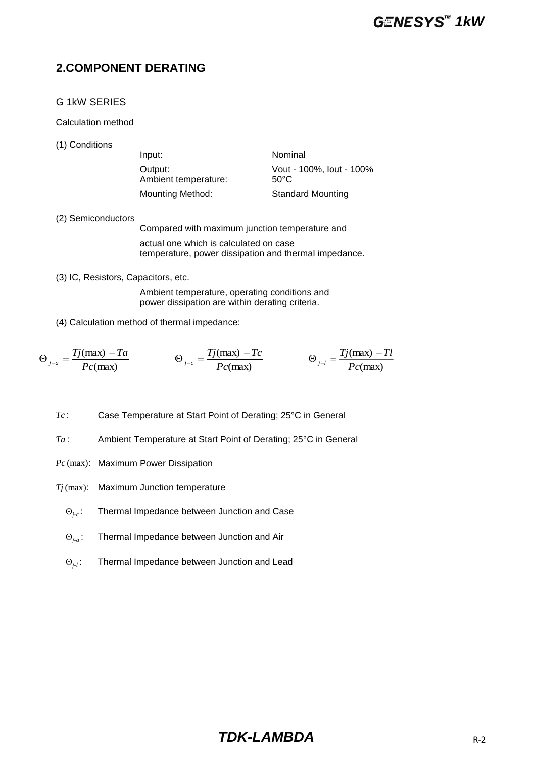## 2.COMPONENT DERATING

G 1kW SERIES

Calculation method

(1) Conditions

| | |
|---|---|
| Input: | Nominal |
| Output: | Vout - 100%, Iout - 100% |
| Ambient temperature: | 50°C |
| Mounting Method: | Standard Mounting |

(2) Semiconductors

Compared with maximum junction temperature and actual one which is calculated on case temperature, power dissipation and thermal impedance.

(3) IC, Resistors, Capacitors, etc.

Ambient temperature, operating conditions and power dissipation are within derating criteria.

(4) Calculation method of thermal impedance:

$$\Theta_{j-a} = \frac{Tj(\max) - Ta}{Pc(\max)} \qquad \Theta_{j-c} = \frac{Tj(\max) - Tc}{Pc(\max)} \qquad \Theta_{j-l} = \frac{Tj(\max) - Tl}{Pc(\max)}$$

$Tc$: Case Temperature at Start Point of Derating; 25°C in General

$Ta$: Ambient Temperature at Start Point of Derating; 25°C in General

$Pc(\max)$: Maximum Power Dissipation

$Tj(\max)$: Maximum Junction temperature

$\Theta_{j-c}$: Thermal Impedance between Junction and Case

$\Theta_{j-a}$: Thermal Impedance between Junction and Air

$\Theta_{j-l}$: Thermal Impedance between Junction and Lead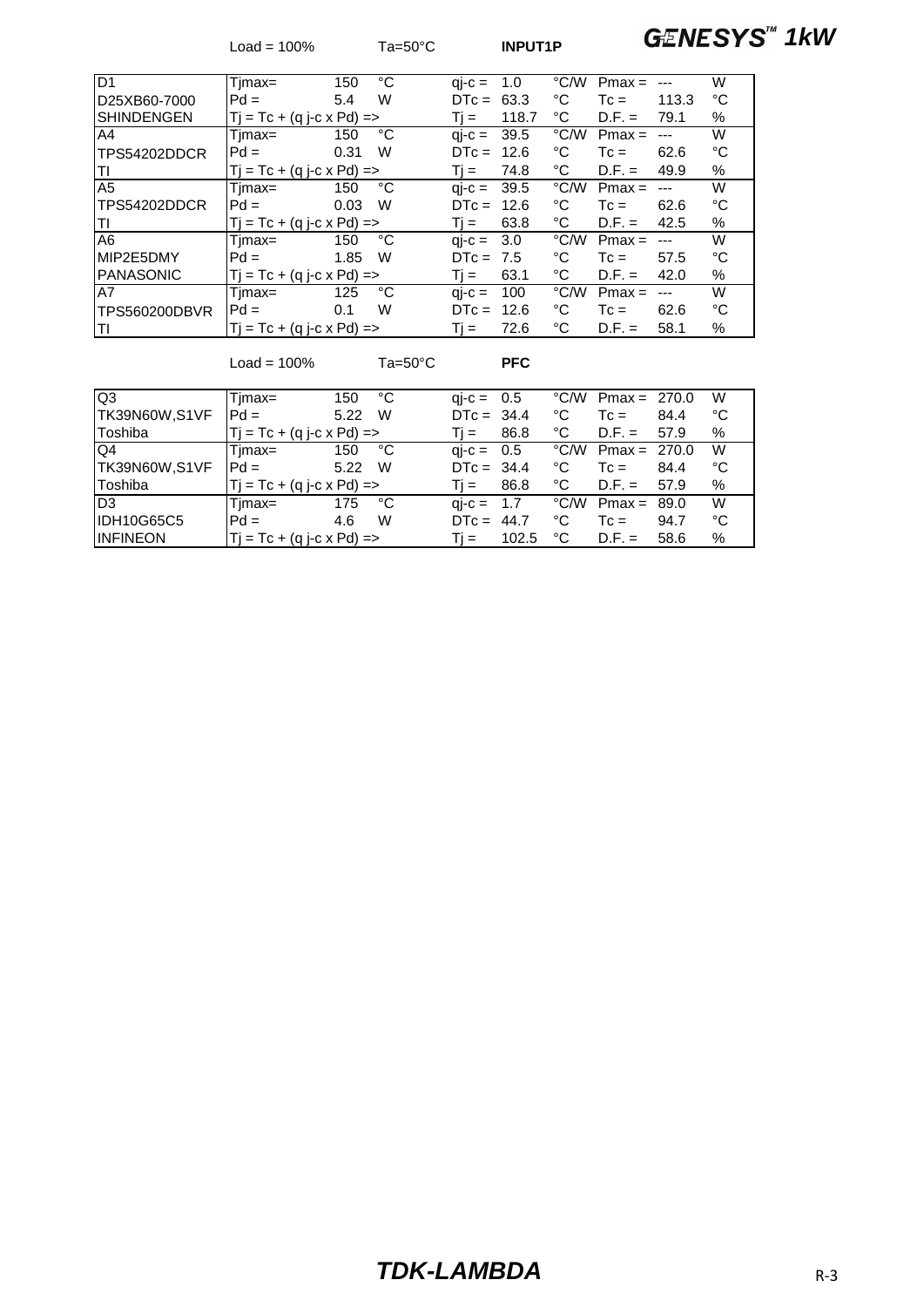Load = 100% Ta=50°C **INPUT1P**

| | | | | | | | | | |
|---|---|---|---|---|---|---|---|---|---|
| D1 | Tjmax= | 150 | °C | qj-c = | 1.0 | °C/W | Pmax = | --- | W |
| D25XB60-7000 | Pd = | 5.4 | W | DTc = | 63.3 | °C | Tc = | 113.3 | °C |
| SHINDENGEN | Tj = Tc + (q j-c x Pd) => | | | Tj = | 118.7 | °C | D.F. = | 79.1 | % |
| A4 | Tjmax= | 150 | °C | qj-c = | 39.5 | °C/W | Pmax = | --- | W |
| TPS54202DDCR | Pd = | 0.31 | W | DTc = | 12.6 | °C | Tc = | 62.6 | °C |
| TI | Tj = Tc + (q j-c x Pd) => | | | Tj = | 74.8 | °C | D.F. = | 49.9 | % |
| A5 | Tjmax= | 150 | °C | qj-c = | 39.5 | °C/W | Pmax = | --- | W |
| TPS54202DDCR | Pd = | 0.03 | W | DTc = | 12.6 | °C | Tc = | 62.6 | °C |
| TI | Tj = Tc + (q j-c x Pd) => | | | Tj = | 63.8 | °C | D.F. = | 42.5 | % |
| A6 | Tjmax= | 150 | °C | qj-c = | 3.0 | °C/W | Pmax = | --- | W |
| MIP2E5DMY | Pd = | 1.85 | W | DTc = | 7.5 | °C | Tc = | 57.5 | °C |
| PANASONIC | Tj = Tc + (q j-c x Pd) => | | | Tj = | 63.1 | °C | D.F. = | 42.0 | % |
| A7 | Tjmax= | 125 | °C | qj-c = | 100 | °C/W | Pmax = | --- | W |
| TPS560200DBVR | Pd = | 0.1 | W | DTc = | 12.6 | °C | Tc = | 62.6 | °C |
| TI | Tj = Tc + (q j-c x Pd) => | | | Tj = | 72.6 | °C | D.F. = | 58.1 | % |

Load = 100% Ta=50°C **PFC**

| | | | | | | | | | |
|---|---|---|---|---|---|---|---|---|---|
| Q3 | Tjmax= | 150 | °C | qj-c = | 0.5 | °C/W | Pmax = | 270.0 | W |
| TK39N60W,S1VF | Pd = | 5.22 | W | DTc = | 34.4 | °C | Tc = | 84.4 | °C |
| Toshiba | Tj = Tc + (q j-c x Pd) => | | | Tj = | 86.8 | °C | D.F. = | 57.9 | % |
| Q4 | Tjmax= | 150 | °C | qj-c = | 0.5 | °C/W | Pmax = | 270.0 | W |
| TK39N60W,S1VF | Pd = | 5.22 | W | DTc = | 34.4 | °C | Tc = | 84.4 | °C |
| Toshiba | Tj = Tc + (q j-c x Pd) => | | | Tj = | 86.8 | °C | D.F. = | 57.9 | % |
| D3 | Tjmax= | 175 | °C | qj-c = | 1.7 | °C/W | Pmax = | 89.0 | W |
| IDH10G65C5 | Pd = | 4.6 | W | DTc = | 44.7 | °C | Tc = | 94.7 | °C |
| INFINEON | Tj = Tc + (q j-c x Pd) => | | | Tj = | 102.5 | °C | D.F. = | 58.6 | % |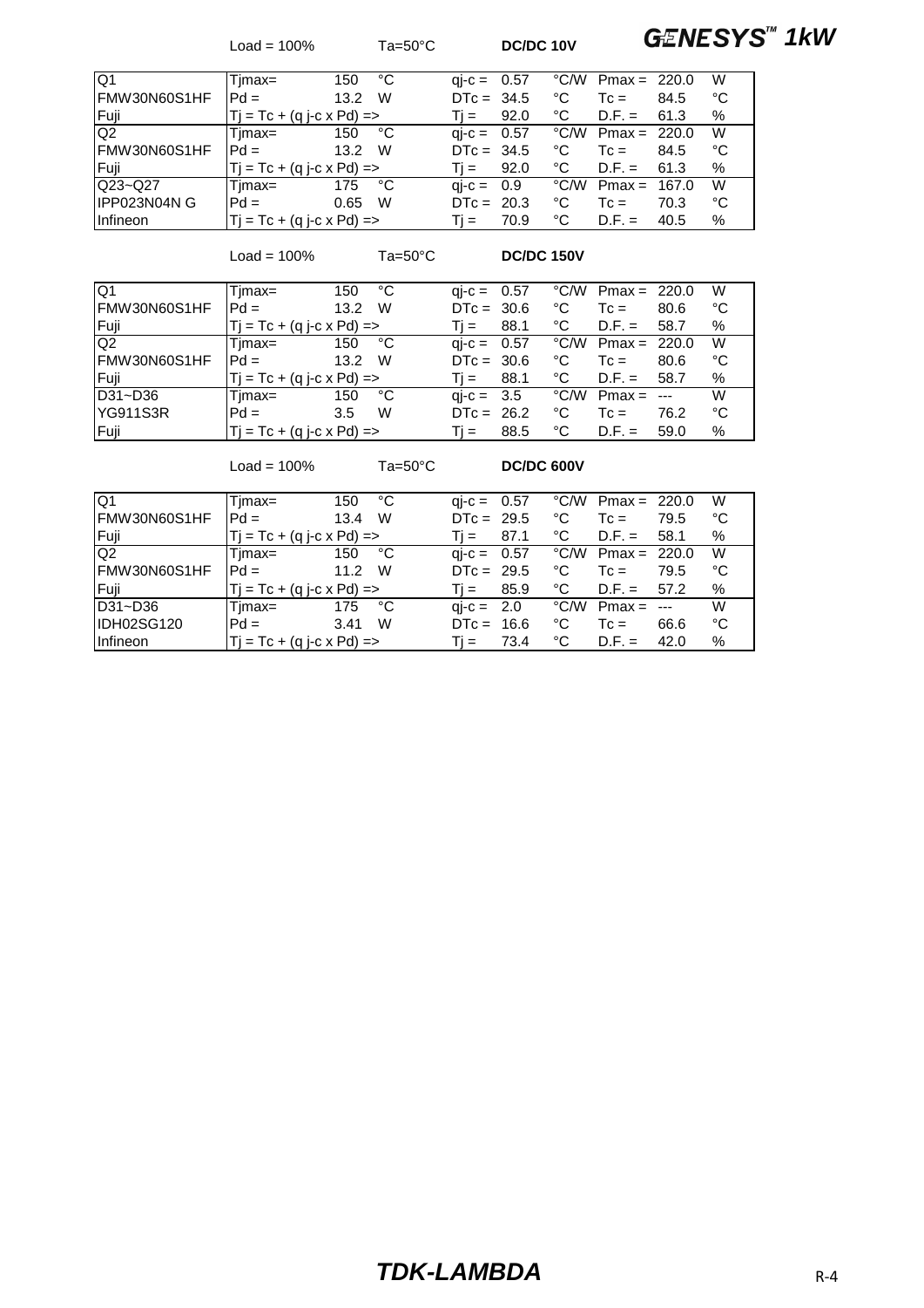Load = 100%　　Ta=50°C　　**DC/DC 10V**

| | | | | | | | | | |
|---|---|---|---|---|---|---|---|---|---|
| Q1 | Tjmax= | 150 | °C | qj-c = | 0.57 | °C/W | Pmax = | 220.0 | W |
| FMW30N60S1HF | Pd = | 13.2 | W | DTc = | 34.5 | °C | Tc = | 84.5 | °C |
| Fuji | Tj = Tc + (q j-c x Pd) => | | | Tj = | 92.0 | °C | D.F. = | 61.3 | % |
| Q2 | Tjmax= | 150 | °C | qj-c = | 0.57 | °C/W | Pmax = | 220.0 | W |
| FMW30N60S1HF | Pd = | 13.2 | W | DTc = | 34.5 | °C | Tc = | 84.5 | °C |
| Fuji | Tj = Tc + (q j-c x Pd) => | | | Tj = | 92.0 | °C | D.F. = | 61.3 | % |
| Q23~Q27 | Tjmax= | 175 | °C | qj-c = | 0.9 | °C/W | Pmax = | 167.0 | W |
| IPP023N04N G | Pd = | 0.65 | W | DTc = | 20.3 | °C | Tc = | 70.3 | °C |
| Infineon | Tj = Tc + (q j-c x Pd) => | | | Tj = | 70.9 | °C | D.F. = | 40.5 | % |

Load = 100%　　Ta=50°C　　**DC/DC 150V**

| | | | | | | | | | |
|---|---|---|---|---|---|---|---|---|---|
| Q1 | Tjmax= | 150 | °C | qj-c = | 0.57 | °C/W | Pmax = | 220.0 | W |
| FMW30N60S1HF | Pd = | 13.2 | W | DTc = | 30.6 | °C | Tc = | 80.6 | °C |
| Fuji | Tj = Tc + (q j-c x Pd) => | | | Tj = | 88.1 | °C | D.F. = | 58.7 | % |
| Q2 | Tjmax= | 150 | °C | qj-c = | 0.57 | °C/W | Pmax = | 220.0 | W |
| FMW30N60S1HF | Pd = | 13.2 | W | DTc = | 30.6 | °C | Tc = | 80.6 | °C |
| Fuji | Tj = Tc + (q j-c x Pd) => | | | Tj = | 88.1 | °C | D.F. = | 58.7 | % |
| D31~D36 | Tjmax= | 150 | °C | qj-c = | 3.5 | °C/W | Pmax = | --- | W |
| YG911S3R | Pd = | 3.5 | W | DTc = | 26.2 | °C | Tc = | 76.2 | °C |
| Fuji | Tj = Tc + (q j-c x Pd) => | | | Tj = | 88.5 | °C | D.F. = | 59.0 | % |

Load = 100%　　Ta=50°C　　**DC/DC 600V**

| | | | | | | | | | |
|---|---|---|---|---|---|---|---|---|---|
| Q1 | Tjmax= | 150 | °C | qj-c = | 0.57 | °C/W | Pmax = | 220.0 | W |
| FMW30N60S1HF | Pd = | 13.4 | W | DTc = | 29.5 | °C | Tc = | 79.5 | °C |
| Fuji | Tj = Tc + (q j-c x Pd) => | | | Tj = | 87.1 | °C | D.F. = | 58.1 | % |
| Q2 | Tjmax= | 150 | °C | qj-c = | 0.57 | °C/W | Pmax = | 220.0 | W |
| FMW30N60S1HF | Pd = | 11.2 | W | DTc = | 29.5 | °C | Tc = | 79.5 | °C |
| Fuji | Tj = Tc + (q j-c x Pd) => | | | Tj = | 85.9 | °C | D.F. = | 57.2 | % |
| D31~D36 | Tjmax= | 175 | °C | qj-c = | 2.0 | °C/W | Pmax = | --- | W |
| IDH02SG120 | Pd = | 3.41 | W | DTc = | 16.6 | °C | Tc = | 66.6 | °C |
| Infineon | Tj = Tc + (q j-c x Pd) => | | | Tj = | 73.4 | °C | D.F. = | 42.0 | % |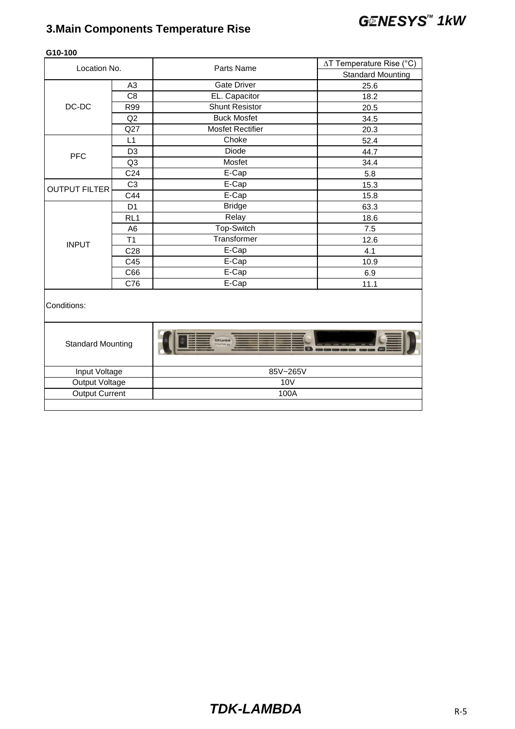## 3.Main Components Temperature Rise

**G10-100**

| Location No. | | Parts Name | ∆T Temperature Rise (°C) |
|---|---|---|---|
| | | | Standard Mounting |
| DC-DC | A3 | Gate Driver | 25.6 |
| | C8 | EL. Capacitor | 18.2 |
| | R99 | Shunt Resistor | 20.5 |
| | Q2 | Buck Mosfet | 34.5 |
| | Q27 | Mosfet Rectifier | 20.3 |
| PFC | L1 | Choke | 52.4 |
| | D3 | Diode | 44.7 |
| | Q3 | Mosfet | 34.4 |
| | C24 | E-Cap | 5.8 |
| OUTPUT FILTER | C3 | E-Cap | 15.3 |
| | C44 | E-Cap | 15.8 |
| INPUT | D1 | Bridge | 63.3 |
| | RL1 | Relay | 18.6 |
| | A6 | Top-Switch | 7.5 |
| | T1 | Transformer | 12.6 |
| | C28 | E-Cap | 4.1 |
| | C45 | E-Cap | 10.9 |
| | C66 | E-Cap | 6.9 |
| | C76 | E-Cap | 11.1 |

Conditions:

| | |
|---|---|
| Standard Mounting | |
| Input Voltage | 85V~265V |
| Output Voltage | 10V |
| Output Current | 100A |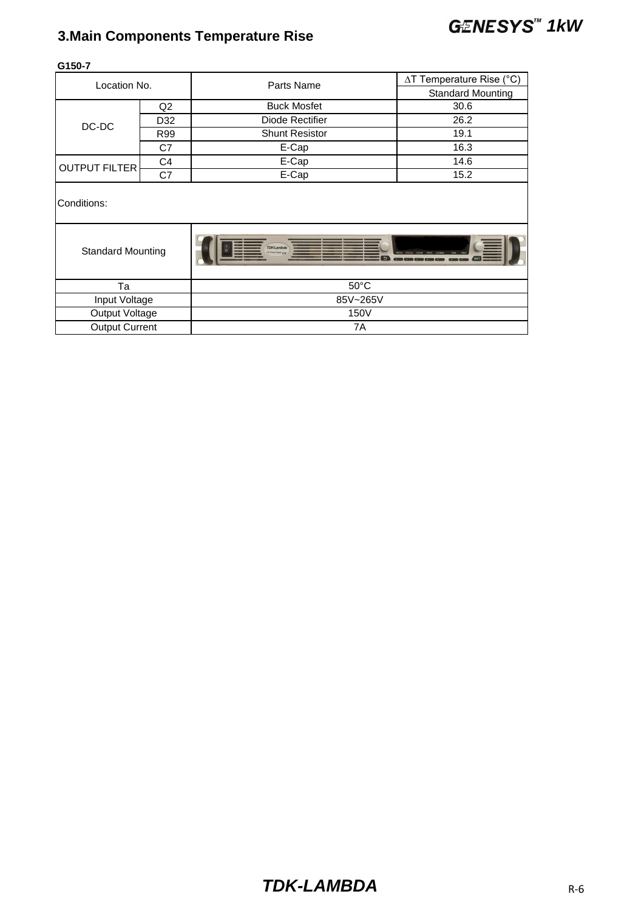## 3.Main Components Temperature Rise

**G150-7**

| Location No. | | Parts Name | ∆T Temperature Rise (°C) |
|---|---|---|---|
| | | | Standard Mounting |
| DC-DC | Q2 | Buck Mosfet | 30.6 |
| | D32 | Diode Rectifier | 26.2 |
| | R99 | Shunt Resistor | 19.1 |
| | C7 | E-Cap | 16.3 |
| OUTPUT FILTER | C4 | E-Cap | 14.6 |
| | C7 | E-Cap | 15.2 |

Conditions:

| Standard Mounting | |
|---|---|
| Ta | 50°C |
| Input Voltage | 85V~265V |
| Output Voltage | 150V |
| Output Current | 7A |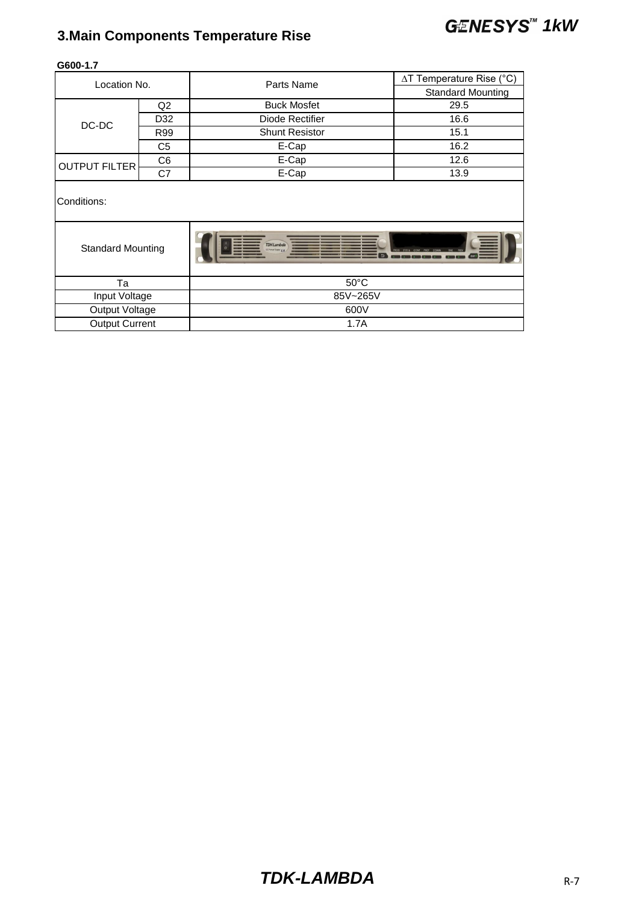## 3.Main Components Temperature Rise

**G600-1.7**

| Location No. | | Parts Name | ΔT Temperature Rise (°C) |
|---|---|---|---|
| | | | Standard Mounting |
| DC-DC | Q2 | Buck Mosfet | 29.5 |
| | D32 | Diode Rectifier | 16.6 |
| | R99 | Shunt Resistor | 15.1 |
| | C5 | E-Cap | 16.2 |
| OUTPUT FILTER | C6 | E-Cap | 12.6 |
| | C7 | E-Cap | 13.9 |

Conditions:

| | |
|---|---|
| Standard Mounting | |
| Ta | 50°C |
| Input Voltage | 85V~265V |
| Output Voltage | 600V |
| Output Current | 1.7A |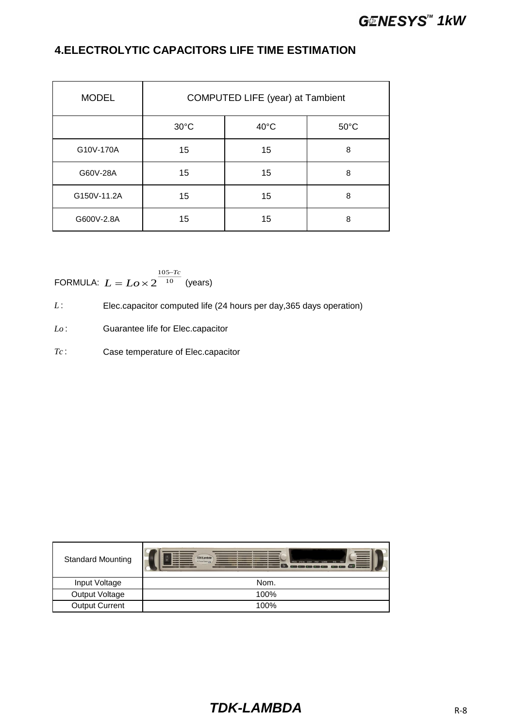## 4.ELECTROLYTIC CAPACITORS LIFE TIME ESTIMATION

| MODEL | COMPUTED LIFE (year) at Tambient | | |
|---|---|---|---|
| | 30°C | 40°C | 50°C |
| G10V-170A | 15 | 15 | 8 |
| G60V-28A | 15 | 15 | 8 |
| G150V-11.2A | 15 | 15 | 8 |
| G600V-2.8A | 15 | 15 | 8 |

FORMULA: $L = Lo \times 2^{\frac{105-Tc}{10}}$ (years)

$L$: Elec.capacitor computed life (24 hours per day,365 days operation)

$Lo$: Guarantee life for Elec.capacitor

$Tc$: Case temperature of Elec.capacitor

| Standard Mounting | |
|---|---|
| Input Voltage | Nom. |
| Output Voltage | 100% |
| Output Current | 100% |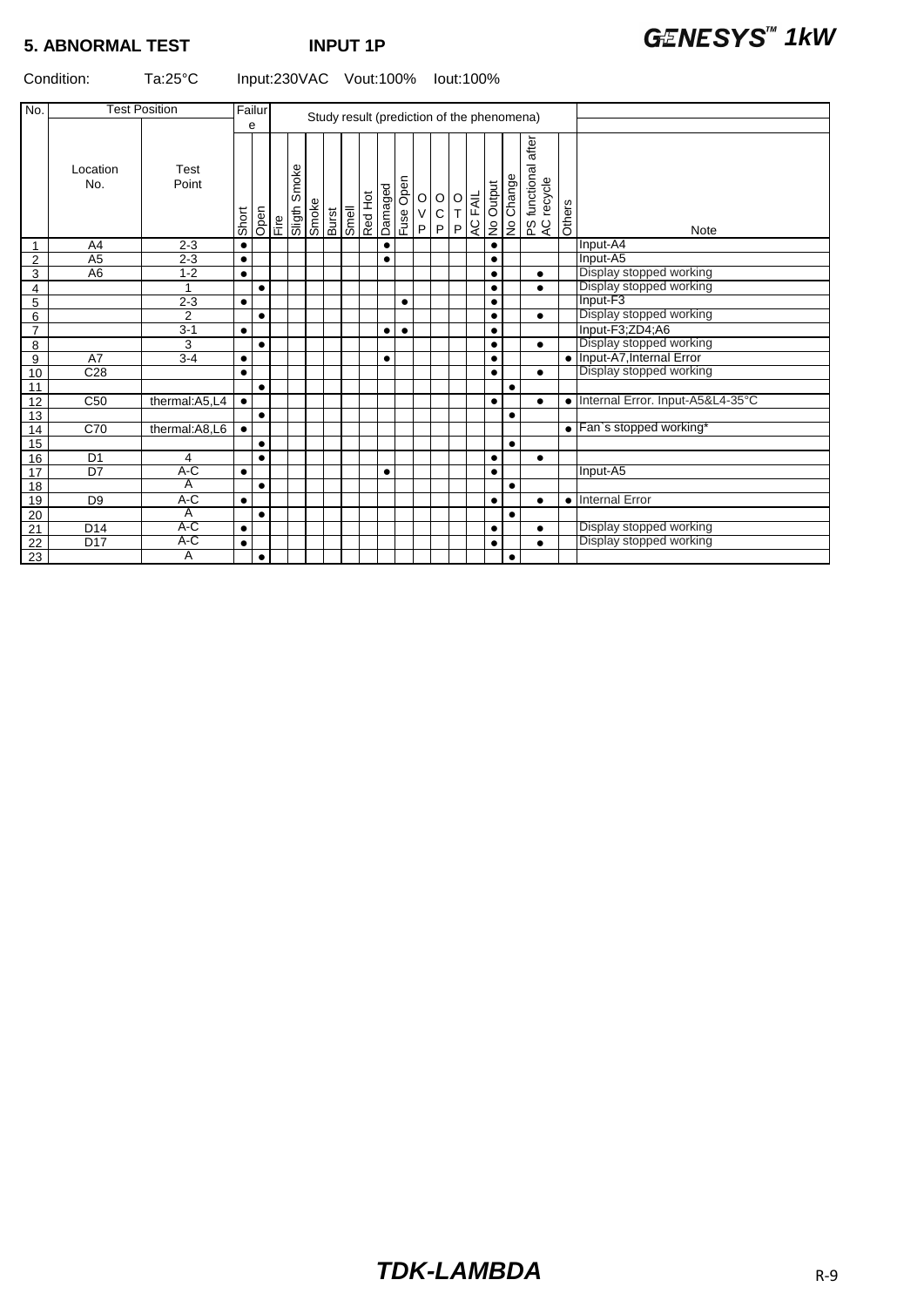## 5. ABNORMAL TEST INPUT 1P

**GENESYS™ 1kW**

Condition: Ta:25°C Input:230VAC Vout:100% Iout:100%

| No. | Test Position | | Failure | | Study result (prediction of the phenomena) | | | | | | | | | | | | | | | | | |
|---|---|---|---|---|---|---|---|---|---|---|---|---|---|---|---|---|---|---|---|---|---|---|
| | Location No. | Test Point | Short | Open | Fire | Sligth Smoke | Smoke | Burst | Smell | Red Hot | Damaged | Fuse Open | OVP | OCP | OTP | AC FAIL | No Output | No Change | PS functional after AC recycle | Others | Note |
| 1 | A4 | 2-3 | ● | | | | | | | | ● | | | | | | ● | | | | Input-A4 |
| 2 | A5 | 2-3 | ● | | | | | | | | ● | | | | | | ● | | | | Input-A5 |
| 3 | A6 | 1-2 | ● | | | | | | | | | | | | | | ● | | ● | | Display stopped working |
| 4 | | 1 | | ● | | | | | | | | | | | | | ● | | ● | | Display stopped working |
| 5 | | 2-3 | ● | | | | | | | | | ● | | | | | ● | | | | Input-F3 |
| 6 | | 2 | | ● | | | | | | | | | | | | | ● | | ● | | Display stopped working |
| 7 | | 3-1 | ● | | | | | | | | ● | ● | | | | | ● | | | | Input-F3;ZD4;A6 |
| 8 | | 3 | | ● | | | | | | | | | | | | | ● | | ● | | Display stopped working |
| 9 | A7 | 3-4 | ● | | | | | | | | ● | | | | | | ● | | | ● | Input-A7,Internal Error |
| 10 | C28 | | ● | | | | | | | | | | | | | | ● | | ● | | Display stopped working |
| 11 | | | | ● | | | | | | | | | | | | | | ● | | | |
| 12 | C50 | thermal:A5,L4 | ● | | | | | | | | | | | | | | ● | | ● | ● | Internal Error. Input-A5&L4-35°C |
| 13 | | | | ● | | | | | | | | | | | | | | ● | | | |
| 14 | C70 | thermal:A8,L6 | ● | | | | | | | | | | | | | | | | | ● | Fan`s stopped working* |
| 15 | | | | ● | | | | | | | | | | | | | | ● | | | |
| 16 | D1 | 4 | | ● | | | | | | | | | | | | | ● | | ● | | |
| 17 | D7 | A-C | ● | | | | | | | | ● | | | | | | ● | | | | Input-A5 |
| 18 | | A | | ● | | | | | | | | | | | | | | ● | | | |
| 19 | D9 | A-C | ● | | | | | | | | | | | | | | ● | | ● | ● | Internal Error |
| 20 | | A | | ● | | | | | | | | | | | | | | ● | | | |
| 21 | D14 | A-C | ● | | | | | | | | | | | | | | ● | | ● | | Display stopped working |
| 22 | D17 | A-C | ● | | | | | | | | | | | | | | ● | | ● | | Display stopped working |
| 23 | | A | | ● | | | | | | | | | | | | | | ● | | | |

**TDK-LAMBDA**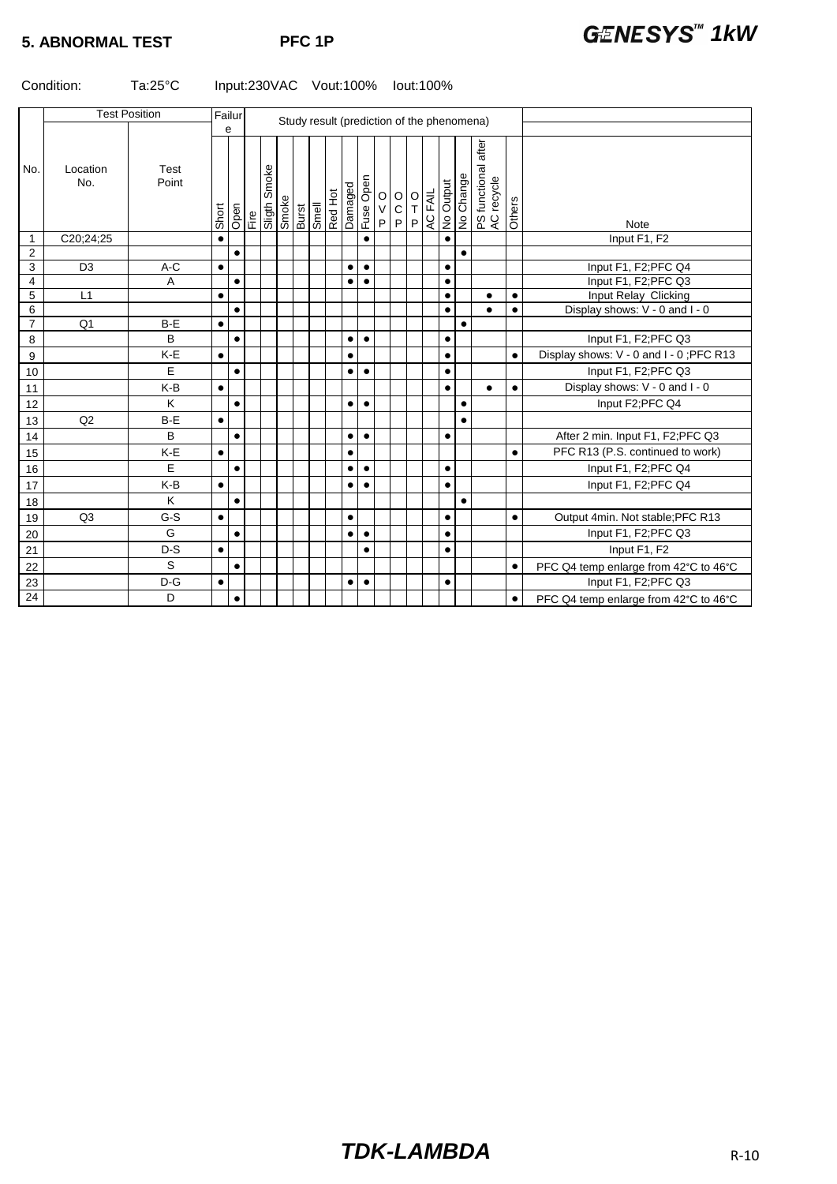**5. ABNORMAL TEST** **PFC 1P** ***GENESYS™ 1kW***

Condition: Ta:25°C Input:230VAC Vout:100% Iout:100%

| No. | Location No. | Test Point | Short | Open | Fire | Sligth Smoke | Smoke | Burst | Smell | Red Hot | Damaged | Fuse Open | OVP | OCP | OTP | AC FAIL | No Output | No Change | PS functional after AC recycle | Others | Note |
|---|---|---|---|---|---|---|---|---|---|---|---|---|---|---|---|---|---|---|---|---|---|
| 1 | C20;24;25 | | ● | | | | | | | | | ● | | | | | ● | | | | Input F1, F2 |
| 2 | | | | ● | | | | | | | | | | | | | | ● | | | |
| 3 | D3 | A-C | ● | | | | | | | | ● | ● | | | | | ● | | | | Input F1, F2;PFC Q4 |
| 4 | | A | | ● | | | | | | | ● | ● | | | | | ● | | | | Input F1, F2;PFC Q3 |
| 5 | L1 | | ● | | | | | | | | | | | | | | ● | | ● | ● | Input Relay Clicking |
| 6 | | | | ● | | | | | | | | | | | | | ● | | ● | ● | Display shows: V - 0 and I - 0 |
| 7 | Q1 | B-E | ● | | | | | | | | | | | | | | | ● | | | |
| 8 | | B | | ● | | | | | | | ● | ● | | | | | ● | | | | Input F1, F2;PFC Q3 |
| 9 | | K-E | ● | | | | | | | | ● | | | | | | ● | | | ● | Display shows: V - 0 and I - 0 ;PFC R13 |
| 10 | | E | | ● | | | | | | | ● | ● | | | | | ● | | | | Input F1, F2;PFC Q3 |
| 11 | | K-B | ● | | | | | | | | | | | | | | ● | | ● | ● | Display shows: V - 0 and I - 0 |
| 12 | | K | | ● | | | | | | | ● | ● | | | | | | ● | | | Input F2;PFC Q4 |
| 13 | Q2 | B-E | ● | | | | | | | | | | | | | | | ● | | | |
| 14 | | B | | ● | | | | | | | ● | ● | | | | | ● | | | | After 2 min. Input F1, F2;PFC Q3 |
| 15 | | K-E | ● | | | | | | | | ● | | | | | | | | | ● | PFC R13 (P.S. continued to work) |
| 16 | | E | | ● | | | | | | | ● | ● | | | | | ● | | | | Input F1, F2;PFC Q4 |
| 17 | | K-B | ● | | | | | | | | ● | ● | | | | | ● | | | | Input F1, F2;PFC Q4 |
| 18 | | K | | ● | | | | | | | | | | | | | | ● | | | |
| 19 | Q3 | G-S | ● | | | | | | | | ● | | | | | | ● | | | ● | Output 4min. Not stable;PFC R13 |
| 20 | | G | | ● | | | | | | | ● | ● | | | | | ● | | | | Input F1, F2;PFC Q3 |
| 21 | | D-S | ● | | | | | | | | | ● | | | | | ● | | | | Input F1, F2 |
| 22 | | S | | ● | | | | | | | | | | | | | | | | ● | PFC Q4 temp enlarge from 42°C to 46°C |
| 23 | | D-G | ● | | | | | | | | ● | ● | | | | | ● | | | | Input F1, F2;PFC Q3 |
| 24 | | D | | ● | | | | | | | | | | | | | | | | ● | PFC Q4 temp enlarge from 42°C to 46°C |

***TDK-LAMBDA***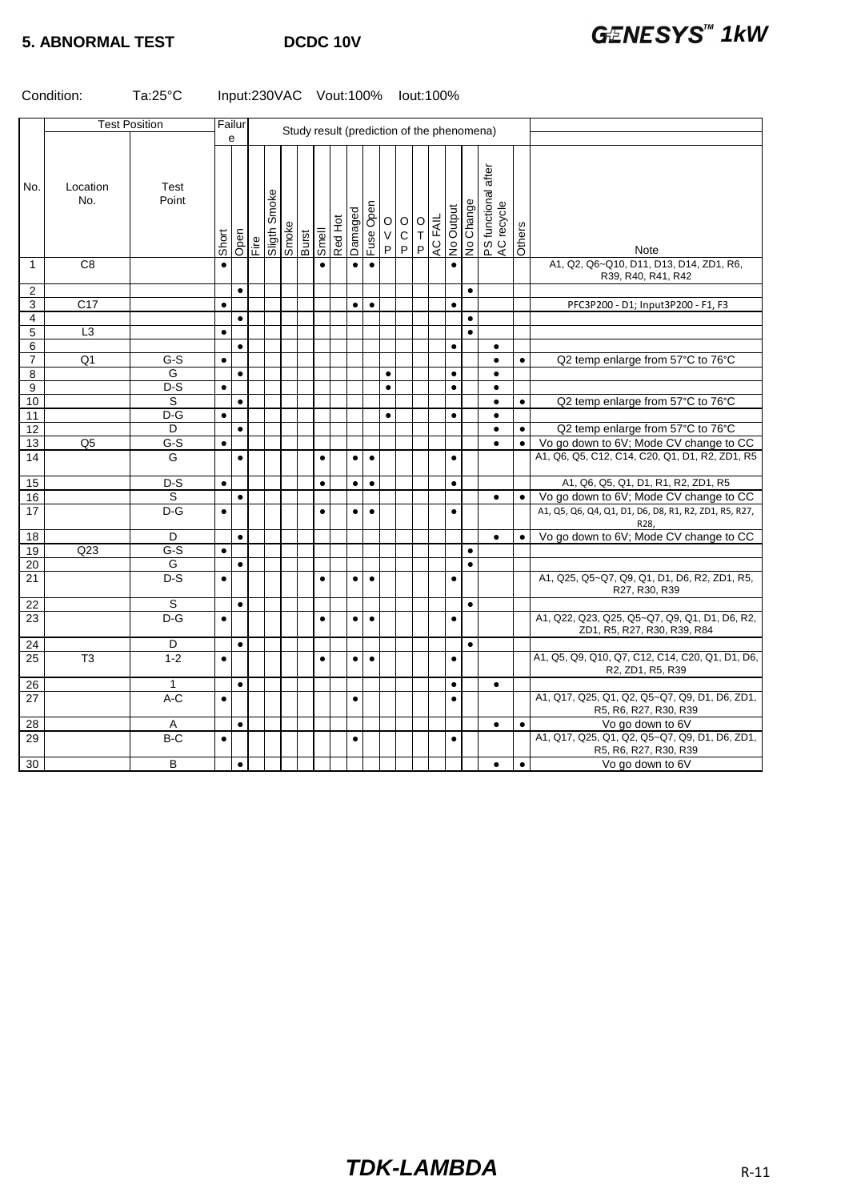**5. ABNORMAL TEST** **DCDC 10V** ***GENESYS™ 1kW***

Condition: Ta:25°C Input:230VAC Vout:100% Iout:100%

| No. | Test Position | | Failure | | Study result (prediction of the phenomena) | | | | | | | | | | | | | | | | | | Note |
|---|---|---|---|---|---|---|---|---|---|---|---|---|---|---|---|---|---|---|---|---|---|---|---|
| | Location No. | Test Point | Short | Open | Fire | Sligth Smoke | Smoke | Burst | Smell | Red Hot | Damaged | Fuse Open | OVP | OCP | OTP | AC FAIL | No Output | No Change | PS functional after AC recycle | Others | |
| 1 | C8 | | ● | | | | | | ● | | ● | ● | | | | | ● | | | | A1, Q2, Q6~Q10, D11, D13, D14, ZD1, R6, R39, R40, R41, R42 |
| 2 | | | | ● | | | | | | | | | | | | | | ● | | | |
| 3 | C17 | | ● | | | | | | | | ● | ● | | | | | ● | | | | PFC3P200 - D1; Input3P200 - F1, F3 |
| 4 | | | | ● | | | | | | | | | | | | | | ● | | | |
| 5 | L3 | | ● | | | | | | | | | | | | | | | ● | | | |
| 6 | | | | ● | | | | | | | | | | | | | ● | | ● | | |
| 7 | Q1 | G-S | ● | | | | | | | | | | | | | | | | ● | ● | Q2 temp enlarge from 57°C to 76°C |
| 8 | | G | | ● | | | | | | | | | ● | | | | ● | | ● | | |
| 9 | | D-S | ● | | | | | | | | | | ● | | | | ● | | ● | | |
| 10 | | S | | ● | | | | | | | | | | | | | | | ● | ● | Q2 temp enlarge from 57°C to 76°C |
| 11 | | D-G | ● | | | | | | | | | | ● | | | | ● | | ● | | |
| 12 | | D | | ● | | | | | | | | | | | | | | | ● | ● | Q2 temp enlarge from 57°C to 76°C |
| 13 | Q5 | G-S | ● | | | | | | | | | | | | | | | | ● | ● | Vo go down to 6V; Mode CV change to CC |
| 14 | | G | | ● | | | | | ● | | ● | ● | | | | | ● | | | | A1, Q6, Q5, C12, C14, C20, Q1, D1, R2, ZD1, R5 |
| 15 | | D-S | ● | | | | | | ● | | ● | ● | | | | | ● | | | | A1, Q6, Q5, Q1, D1, R1, R2, ZD1, R5 |
| 16 | | S | | ● | | | | | | | | | | | | | | | ● | ● | Vo go down to 6V; Mode CV change to CC |
| 17 | | D-G | ● | | | | | | ● | | ● | ● | | | | | ● | | | | A1, Q5, Q6, Q4, Q1, D1, D6, D8, R1, R2, ZD1, R5, R27, R28, |
| 18 | | D | | ● | | | | | | | | | | | | | | | ● | ● | Vo go down to 6V; Mode CV change to CC |
| 19 | Q23 | G-S | ● | | | | | | | | | | | | | | | ● | | | |
| 20 | | G | | ● | | | | | | | | | | | | | | ● | | | |
| 21 | | D-S | ● | | | | | | ● | | ● | ● | | | | | ● | | | | A1, Q25, Q5~Q7, Q9, Q1, D1, D6, R2, ZD1, R5, R27, R30, R39 |
| 22 | | S | | ● | | | | | | | | | | | | | | ● | | | |
| 23 | | D-G | ● | | | | | | ● | | ● | ● | | | | | ● | | | | A1, Q22, Q23, Q25, Q5~Q7, Q9, Q1, D1, D6, R2, ZD1, R5, R27, R30, R39, R84 |
| 24 | | D | | ● | | | | | | | | | | | | | | ● | | | |
| 25 | T3 | 1-2 | ● | | | | | | ● | | ● | ● | | | | | ● | | | | A1, Q5, Q9, Q10, Q7, C12, C14, C20, Q1, D1, D6, R2, ZD1, R5, R39 |
| 26 | | 1 | | ● | | | | | | | | | | | | | ● | | ● | | |
| 27 | | A-C | ● | | | | | | | | ● | | | | | | ● | | | | A1, Q17, Q25, Q1, Q2, Q5~Q7, Q9, D1, D6, ZD1, R5, R6, R27, R30, R39 |
| 28 | | A | | ● | | | | | | | | | | | | | | | ● | ● | Vo go down to 6V |
| 29 | | B-C | ● | | | | | | | | ● | | | | | | ● | | | | A1, Q17, Q25, Q1, Q2, Q5~Q7, Q9, D1, D6, ZD1, R5, R6, R27, R30, R39 |
| 30 | | B | | ● | | | | | | | | | | | | | | | ● | ● | Vo go down to 6V |

***TDK-LAMBDA***